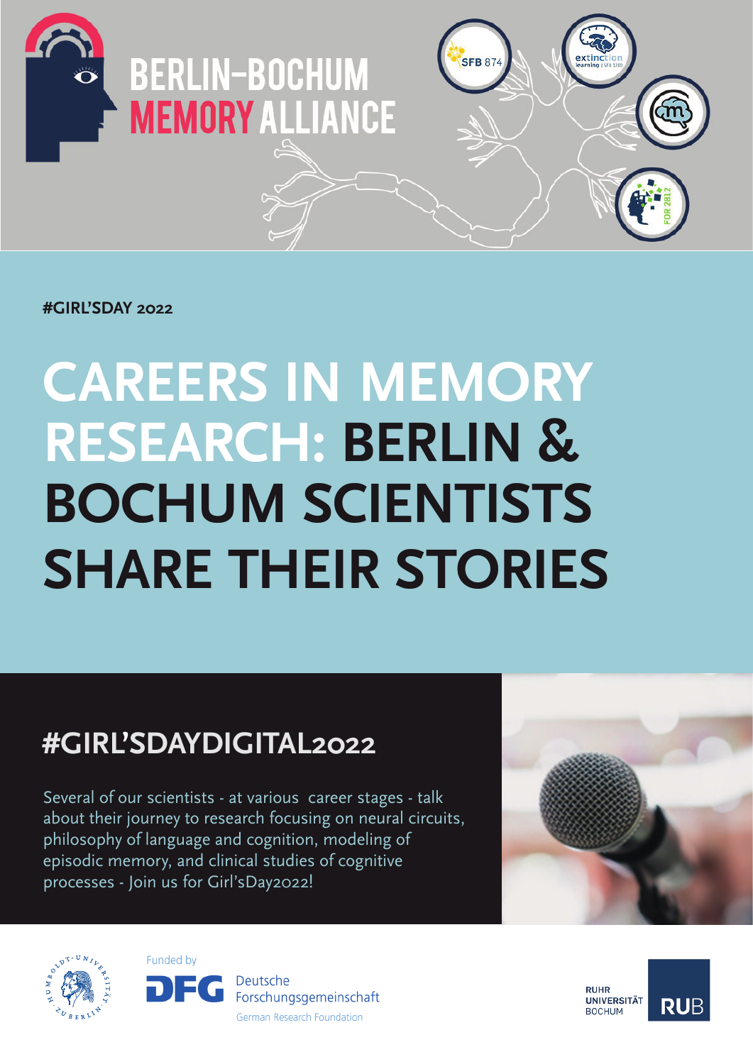# BERLIN-BOCHUM MEMORY ALLIANCE

#GIRL'SDAY 2022

# CAREERS IN MEMORY RESEARCH: BERLIN & BOCHUM SCIENTISTS SHARE THEIR STORIES

## #GIRL'SDAYDIGITAL2022

Several of our scientists - at various career stages - talk about their journey to research focusing on neural circuits, philosophy of language and cognition, modeling of episodic memory, and clinical studies of cognitive processes - Join us for Girl'sDay2022!

Funded by

Deutsche Forschungsgemeinschaft

German Research Foundation

RUHR UNIVERSITÄT BOCHUM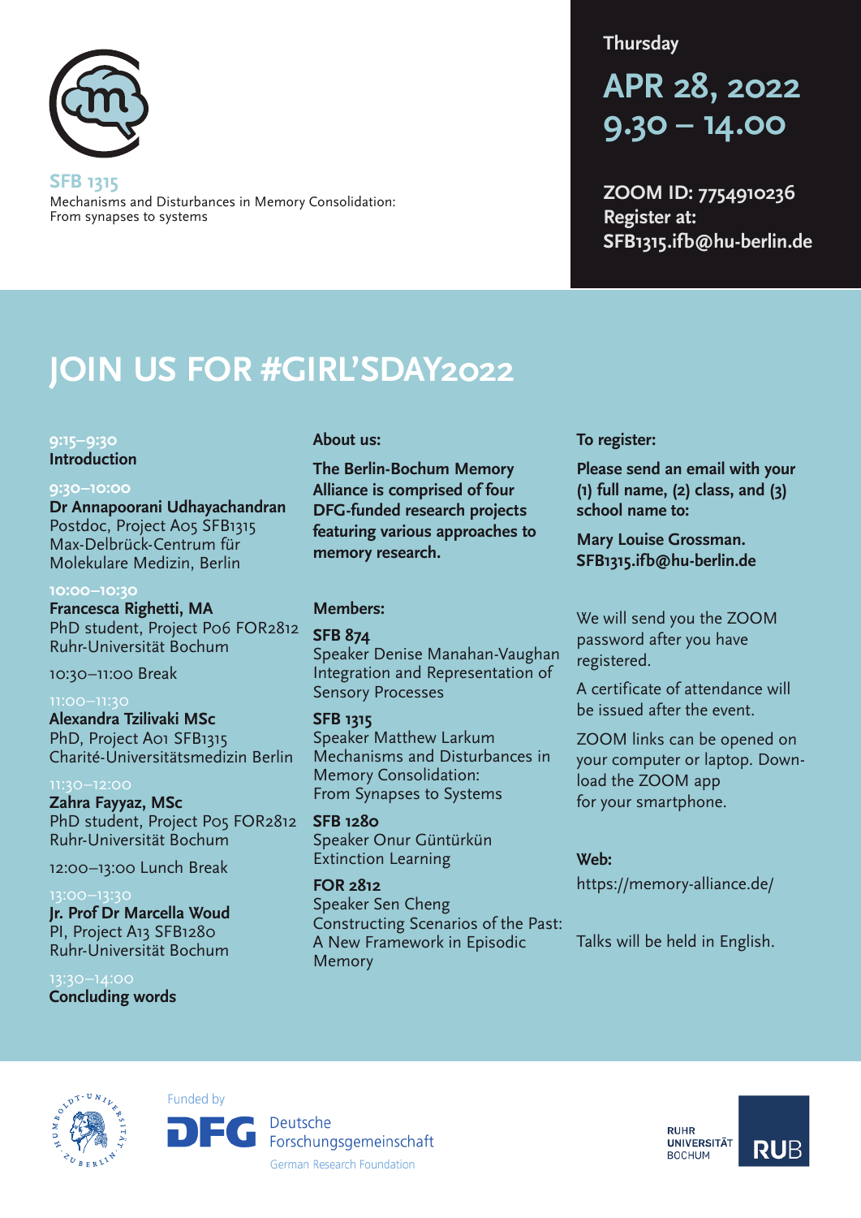**SFB 1315**

Mechanisms and Disturbances in Memory Consolidation:
From synapses to systems

Thursday

## APR 28, 2022
## 9.30 – 14.00

**ZOOM ID: 7754910236**
**Register at:**
**SFB1315.ifb@hu-berlin.de**

# JOIN US FOR #GIRL'SDAY2022

9:15–9:30
**Introduction**

9:30–10:00
**Dr Annapoorani Udhayachandran**
Postdoc, Project A05 SFB1315
Max-Delbrück-Centrum für Molekulare Medizin, Berlin

10:00–10:30
**Francesca Righetti, MA**
PhD student, Project P06 FOR2812
Ruhr-Universität Bochum

10:30–11:00 Break

11:00–11:30
**Alexandra Tzilivaki MSc**
PhD, Project A01 SFB1315
Charité-Universitätsmedizin Berlin

11:30–12:00
**Zahra Fayyaz, MSc**
PhD student, Project P05 FOR2812
Ruhr-Universität Bochum

12:00–13:00 Lunch Break

13:00–13:30
**Jr. Prof Dr Marcella Woud**
PI, Project A13 SFB1280
Ruhr-Universität Bochum

13:30–14:00
**Concluding words**

**About us:**

**The Berlin-Bochum Memory Alliance is comprised of four DFG-funded research projects featuring various approaches to memory research.**

**Members:**

**SFB 874**
Speaker Denise Manahan-Vaughan
Integration and Representation of Sensory Processes

**SFB 1315**
Speaker Matthew Larkum
Mechanisms and Disturbances in Memory Consolidation:
From Synapses to Systems

**SFB 1280**
Speaker Onur Güntürkün
Extinction Learning

**FOR 2812**
Speaker Sen Cheng
Constructing Scenarios of the Past:
A New Framework in Episodic Memory

**To register:**

**Please send an email with your (1) full name, (2) class, and (3) school name to:**

**Mary Louise Grossman.**
**SFB1315.ifb@hu-berlin.de**

We will send you the ZOOM password after you have registered.

A certificate of attendance will be issued after the event.

ZOOM links can be opened on your computer or laptop. Download the ZOOM app for your smartphone.

**Web:**
https://memory-alliance.de/

Talks will be held in English.

Funded by
DFG Deutsche Forschungsgemeinschaft
German Research Foundation

RUHR UNIVERSITÄT BOCHUM RUB